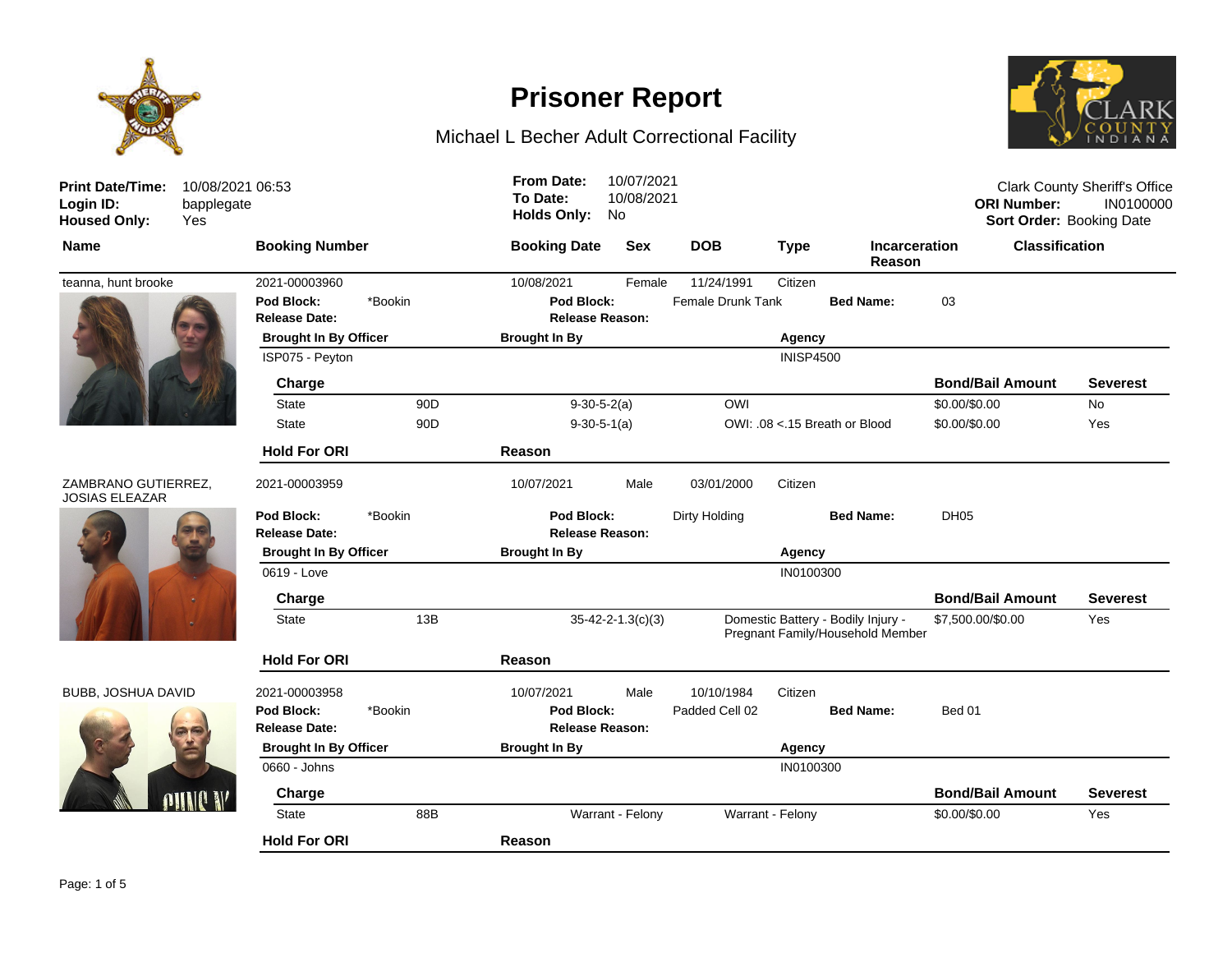# Prisoner Report

## Michael L Becher Adult Correctional Facility

**Print Date/Time:** 10/08/2021 06:53
**Login ID:** bapplegate
**Housed Only:** Yes

**From Date:** 10/07/2021
**To Date:** 10/08/2021
**Holds Only:** No

Clark County Sheriff's Office
**ORI Number:** IN0100000
**Sort Order:** Booking Date

| Name | Booking Number | Booking Date | Sex | DOB | Type | Incarceration Reason | Classification |
|---|---|---|---|---|---|---|---|

---

**teanna, hunt brooke** | 2021-00003960 | 10/08/2021 | Female | 11/24/1991 | Citizen

**Pod Block:** *Bookin | **Pod Block:** Female Drunk Tank | **Bed Name:** 03
**Release Date:** | **Release Reason:**

| Brought In By Officer | Brought In By | Agency |
|---|---|---|
| ISP075 - Peyton | | INISP4500 |

| Charge | | | | Bond/Bail Amount | Severest |
|---|---|---|---|---|---|
| State | 90D | 9-30-5-2(a) | OWI | $0.00/$0.00 | No |
| State | 90D | 9-30-5-1(a) | OWI: .08 <.15 Breath or Blood | $0.00/$0.00 | Yes |

| Hold For ORI | Reason |
|---|---|

---

**ZAMBRANO GUTIERREZ, JOSIAS ELEAZAR** | 2021-00003959 | 10/07/2021 | Male | 03/01/2000 | Citizen

**Pod Block:** *Bookin | **Pod Block:** Dirty Holding | **Bed Name:** DH05
**Release Date:** | **Release Reason:**

| Brought In By Officer | Brought In By | Agency |
|---|---|---|
| 0619 - Love | | IN0100300 |

| Charge | | | | Bond/Bail Amount | Severest |
|---|---|---|---|---|---|
| State | 13B | 35-42-2-1.3(c)(3) | Domestic Battery - Bodily Injury - Pregnant Family/Household Member | $7,500.00/$0.00 | Yes |

| Hold For ORI | Reason |
|---|---|

---

**BUBB, JOSHUA DAVID** | 2021-00003958 | 10/07/2021 | Male | 10/10/1984 | Citizen

**Pod Block:** *Bookin | **Pod Block:** Padded Cell 02 | **Bed Name:** Bed 01
**Release Date:** | **Release Reason:**

| Brought In By Officer | Brought In By | Agency |
|---|---|---|
| 0660 - Johns | | IN0100300 |

| Charge | | | | Bond/Bail Amount | Severest |
|---|---|---|---|---|---|
| State | 88B | Warrant - Felony | Warrant - Felony | $0.00/$0.00 | Yes |

| Hold For ORI | Reason |
|---|---|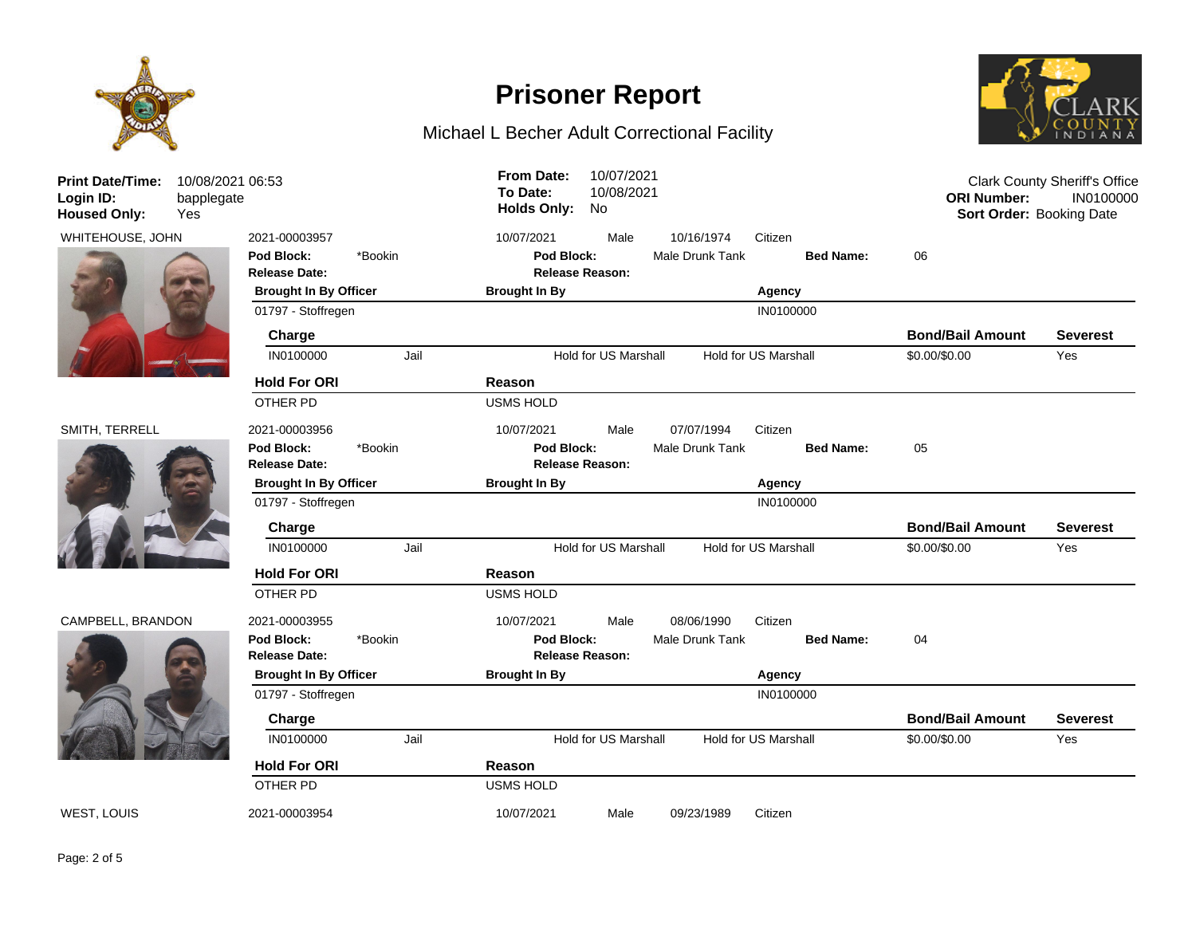# Prisoner Report

Michael L Becher Adult Correctional Facility

**Print Date/Time:** 10/08/2021 06:53
**Login ID:** bapplegate
**Housed Only:** Yes

**From Date:** 10/07/2021
**To Date:** 10/08/2021
**Holds Only:** No

Clark County Sheriff's Office
**ORI Number:** IN0100000
**Sort Order:** Booking Date

---

WHITEHOUSE, JOHN

2021-00003957 | 10/07/2021 | Male | 10/16/1974 | Citizen

**Pod Block:** *Bookin | **Pod Block:** Male Drunk Tank | **Bed Name:** 06

**Release Date:** | **Release Reason:**

| Brought In By Officer | Brought In By | Agency |
|---|---|---|
| 01797 - Stoffregen | | IN0100000 |

| Charge | | | | Bond/Bail Amount | Severest |
|---|---|---|---|---|---|
| IN0100000 | Jail | Hold for US Marshall | Hold for US Marshall | $0.00/$0.00 | Yes |

| Hold For ORI | Reason |
|---|---|
| OTHER PD | USMS HOLD |

---

SMITH, TERRELL

2021-00003956 | 10/07/2021 | Male | 07/07/1994 | Citizen

**Pod Block:** *Bookin | **Pod Block:** Male Drunk Tank | **Bed Name:** 05

**Release Date:** | **Release Reason:**

| Brought In By Officer | Brought In By | Agency |
|---|---|---|
| 01797 - Stoffregen | | IN0100000 |

| Charge | | | | Bond/Bail Amount | Severest |
|---|---|---|---|---|---|
| IN0100000 | Jail | Hold for US Marshall | Hold for US Marshall | $0.00/$0.00 | Yes |

| Hold For ORI | Reason |
|---|---|
| OTHER PD | USMS HOLD |

---

CAMPBELL, BRANDON

2021-00003955 | 10/07/2021 | Male | 08/06/1990 | Citizen

**Pod Block:** *Bookin | **Pod Block:** Male Drunk Tank | **Bed Name:** 04

**Release Date:** | **Release Reason:**

| Brought In By Officer | Brought In By | Agency |
|---|---|---|
| 01797 - Stoffregen | | IN0100000 |

| Charge | | | | Bond/Bail Amount | Severest |
|---|---|---|---|---|---|
| IN0100000 | Jail | Hold for US Marshall | Hold for US Marshall | $0.00/$0.00 | Yes |

| Hold For ORI | Reason |
|---|---|
| OTHER PD | USMS HOLD |

---

WEST, LOUIS

2021-00003954 | 10/07/2021 | Male | 09/23/1989 | Citizen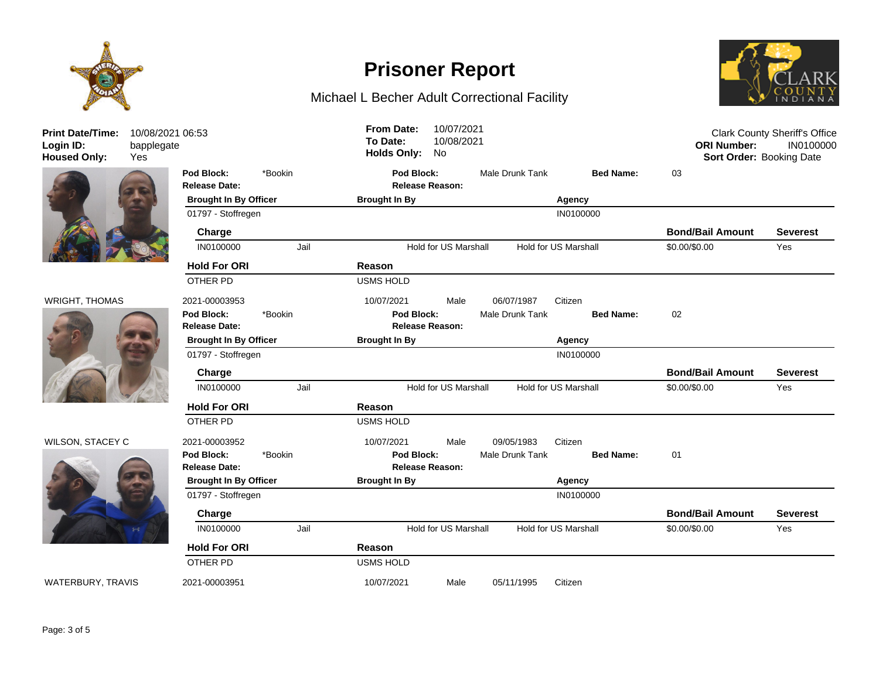# Prisoner Report

## Michael L Becher Adult Correctional Facility

**Print Date/Time:** 10/08/2021 06:53
**Login ID:** bapplegate
**Housed Only:** Yes

**From Date:** 10/07/2021
**To Date:** 10/08/2021
**Holds Only:** No

Clark County Sheriff's Office
**ORI Number:** IN0100000
**Sort Order:** Booking Date

---

**Pod Block:** *Bookin | **Pod Block:** Male Drunk Tank | **Bed Name:** 03
**Release Date:** | **Release Reason:**

| Brought In By Officer | Brought In By | Agency |
|---|---|---|
| 01797 - Stoffregen | | IN0100000 |

| Charge | | | | Bond/Bail Amount | Severest |
|---|---|---|---|---|---|
| IN0100000 | Jail | Hold for US Marshall | Hold for US Marshall | $0.00/$0.00 | Yes |

| Hold For ORI | Reason |
|---|---|
| OTHER PD | USMS HOLD |

---

**WRIGHT, THOMAS** | 2021-00003953 | 10/07/2021 | Male | 06/07/1987 | Citizen

**Pod Block:** *Bookin | **Pod Block:** Male Drunk Tank | **Bed Name:** 02
**Release Date:** | **Release Reason:**

| Brought In By Officer | Brought In By | Agency |
|---|---|---|
| 01797 - Stoffregen | | IN0100000 |

| Charge | | | | Bond/Bail Amount | Severest |
|---|---|---|---|---|---|
| IN0100000 | Jail | Hold for US Marshall | Hold for US Marshall | $0.00/$0.00 | Yes |

| Hold For ORI | Reason |
|---|---|
| OTHER PD | USMS HOLD |

---

**WILSON, STACEY C** | 2021-00003952 | 10/07/2021 | Male | 09/05/1983 | Citizen

**Pod Block:** *Bookin | **Pod Block:** Male Drunk Tank | **Bed Name:** 01
**Release Date:** | **Release Reason:**

| Brought In By Officer | Brought In By | Agency |
|---|---|---|
| 01797 - Stoffregen | | IN0100000 |

| Charge | | | | Bond/Bail Amount | Severest |
|---|---|---|---|---|---|
| IN0100000 | Jail | Hold for US Marshall | Hold for US Marshall | $0.00/$0.00 | Yes |

| Hold For ORI | Reason |
|---|---|
| OTHER PD | USMS HOLD |

---

**WATERBURY, TRAVIS** | 2021-00003951 | 10/07/2021 | Male | 05/11/1995 | Citizen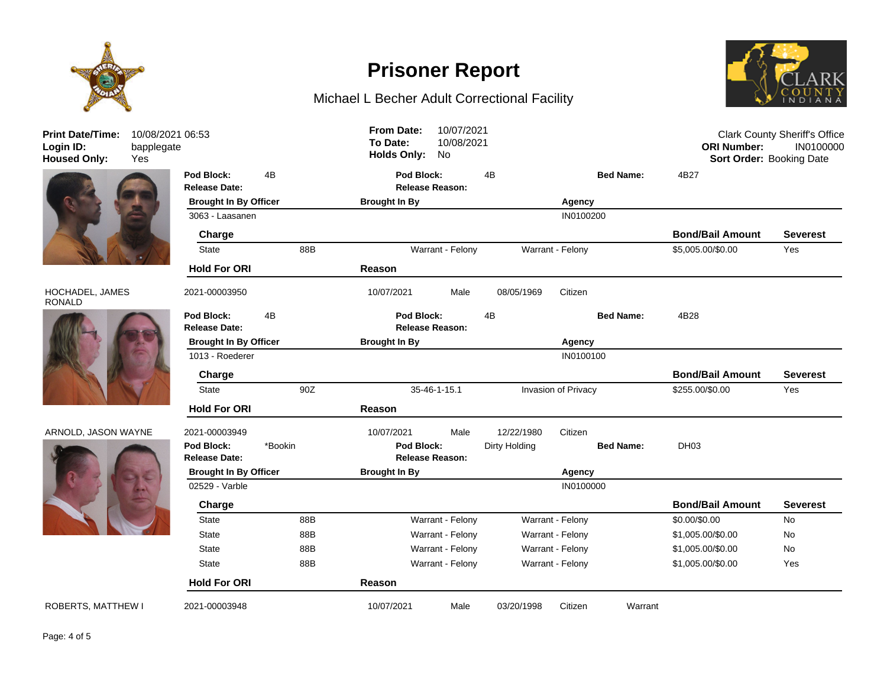# Prisoner Report

Michael L Becher Adult Correctional Facility

**Print Date/Time:** 10/08/2021 06:53
**Login ID:** bapplegate
**Housed Only:** Yes

**From Date:** 10/07/2021
**To Date:** 10/08/2021
**Holds Only:** No

Clark County Sheriff's Office
**ORI Number:** IN0100000
**Sort Order:** Booking Date

**Pod Block:** 4B **Pod Block:** 4B **Bed Name:** 4B27
**Release Date:** **Release Reason:**

| Brought In By Officer | Brought In By | Agency |
|---|---|---|
| 3063 - Laasanen | | IN0100200 |

| Charge | | | | Bond/Bail Amount | Severest |
|---|---|---|---|---|---|
| State | 88B | Warrant - Felony | Warrant - Felony | $5,005.00/$0.00 | Yes |

| Hold For ORI | Reason |
|---|---|

---

HOCHADEL, JAMES RONALD — 2021-00003950 — 10/07/2021 — Male — 08/05/1969 — Citizen

**Pod Block:** 4B **Pod Block:** 4B **Bed Name:** 4B28
**Release Date:** **Release Reason:**

| Brought In By Officer | Brought In By | Agency |
|---|---|---|
| 1013 - Roederer | | IN0100100 |

| Charge | | | | Bond/Bail Amount | Severest |
|---|---|---|---|---|---|
| State | 90Z | 35-46-1-15.1 | Invasion of Privacy | $255.00/$0.00 | Yes |

| Hold For ORI | Reason |
|---|---|

---

ARNOLD, JASON WAYNE — 2021-00003949 — 10/07/2021 — Male — 12/22/1980 — Citizen

**Pod Block:** *Bookin **Pod Block:** Dirty Holding **Bed Name:** DH03
**Release Date:** **Release Reason:**

| Brought In By Officer | Brought In By | Agency |
|---|---|---|
| 02529 - Varble | | IN0100000 |

| Charge | | | | Bond/Bail Amount | Severest |
|---|---|---|---|---|---|
| State | 88B | Warrant - Felony | Warrant - Felony | $0.00/$0.00 | No |
| State | 88B | Warrant - Felony | Warrant - Felony | $1,005.00/$0.00 | No |
| State | 88B | Warrant - Felony | Warrant - Felony | $1,005.00/$0.00 | No |
| State | 88B | Warrant - Felony | Warrant - Felony | $1,005.00/$0.00 | Yes |

| Hold For ORI | Reason |
|---|---|

---

ROBERTS, MATTHEW I — 2021-00003948 — 10/07/2021 — Male — 03/20/1998 — Citizen — Warrant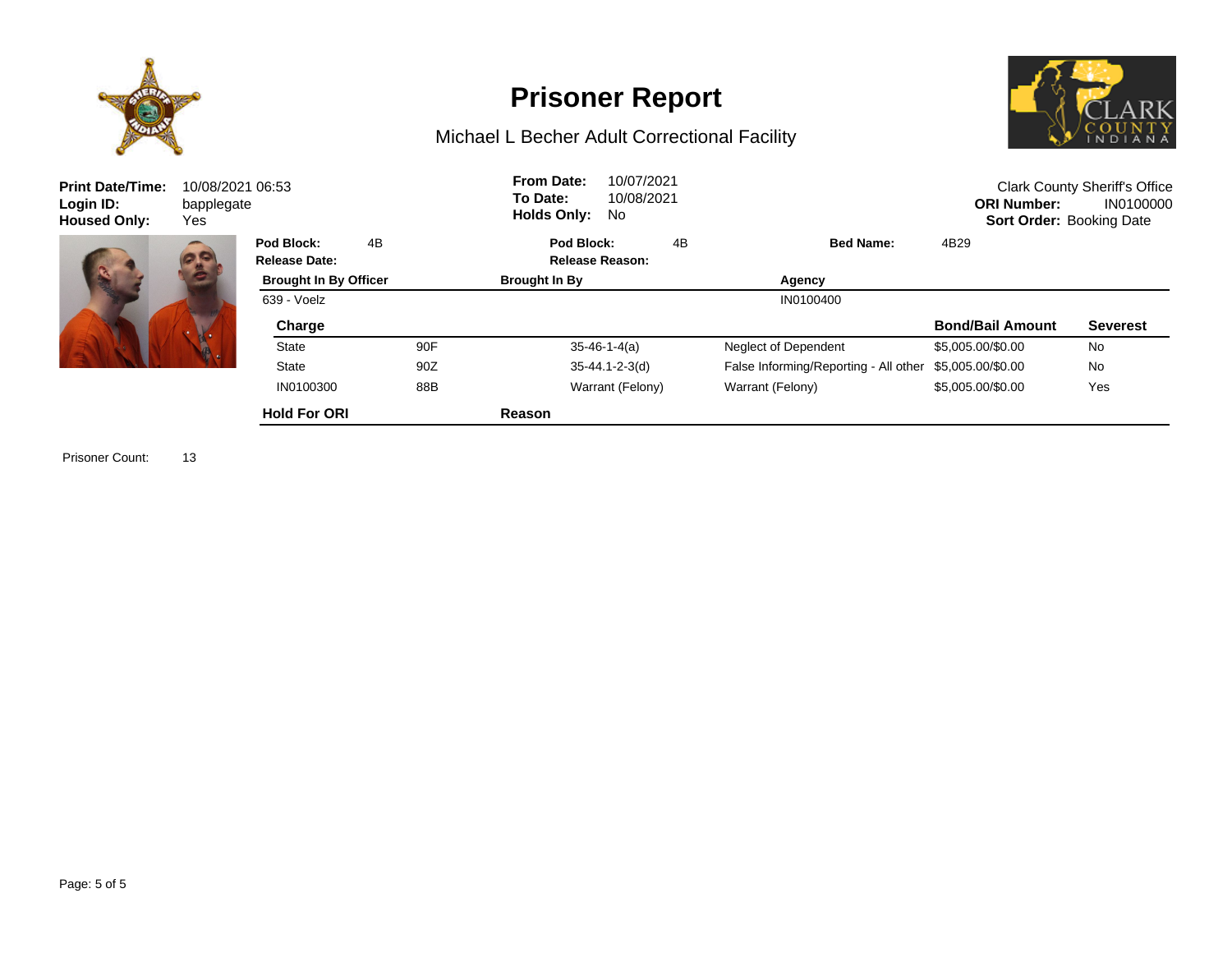# Prisoner Report

## Michael L Becher Adult Correctional Facility

**Print Date/Time:** 10/08/2021 06:53
**Login ID:** bapplegate
**Housed Only:** Yes

**From Date:** 10/07/2021
**To Date:** 10/08/2021
**Holds Only:** No

Clark County Sheriff's Office
**ORI Number:** IN0100000
**Sort Order:** Booking Date

**Pod Block:** 4B
**Release Date:**

**Pod Block:** 4B
**Release Reason:**

**Bed Name:** 4B29

| Brought In By Officer | Brought In By | Agency |
|---|---|---|
| 639 - Voelz | | IN0100400 |

| Charge | | | | Bond/Bail Amount | Severest |
|---|---|---|---|---|---|
| State | 90F | 35-46-1-4(a) | Neglect of Dependent | $5,005.00/$0.00 | No |
| State | 90Z | 35-44.1-2-3(d) | False Informing/Reporting - All other | $5,005.00/$0.00 | No |
| IN0100300 | 88B | Warrant (Felony) | Warrant (Felony) | $5,005.00/$0.00 | Yes |

| Hold For ORI | Reason |
|---|---|

Prisoner Count: 13